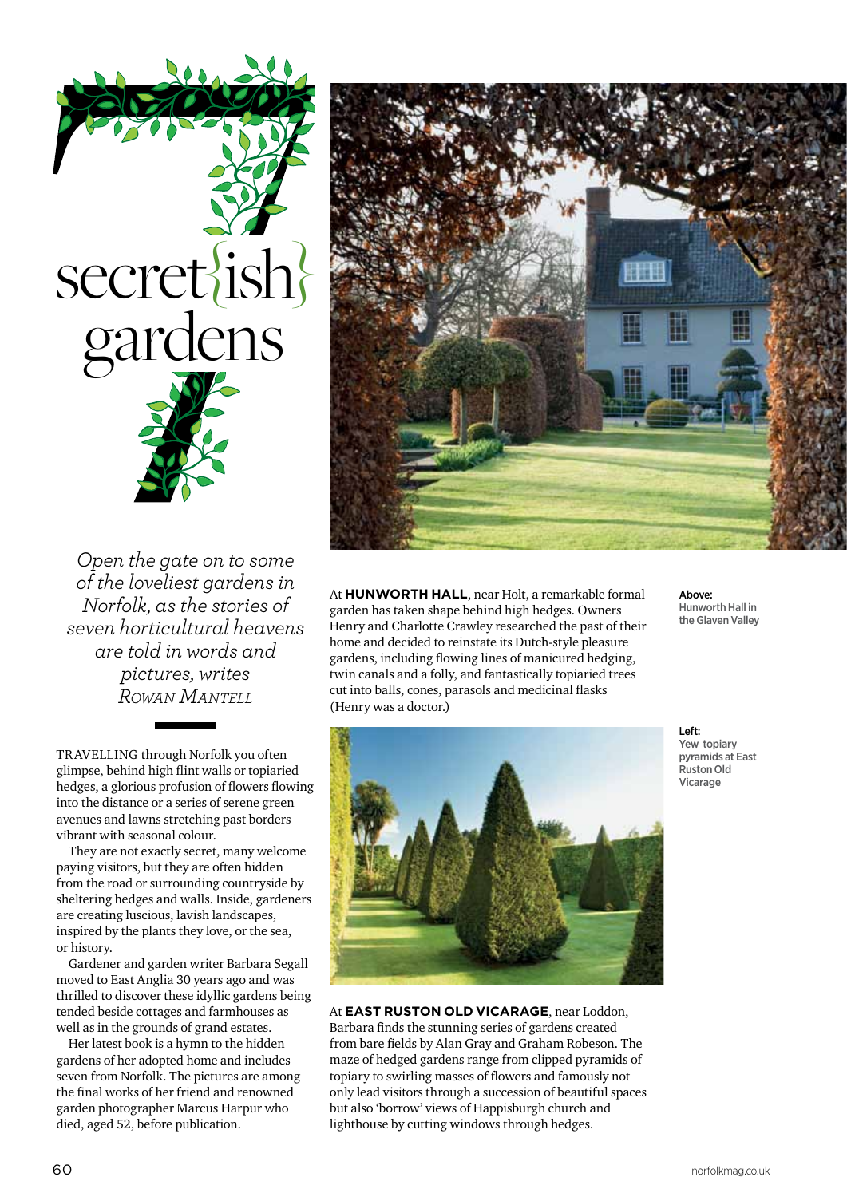# 7 secret{ish} gardens

*Open the gate on to some of the loveliest gardens in Norfolk, as the stories of seven horticultural heavens are told in words and pictures, writes* ROWAN MANTELL

TRAVELLING through Norfolk you often glimpse, behind high flint walls or topiaried hedges, a glorious profusion of flowers flowing into the distance or a series of serene green avenues and lawns stretching past borders vibrant with seasonal colour.

They are not exactly secret, many welcome paying visitors, but they are often hidden from the road or surrounding countryside by sheltering hedges and walls. Inside, gardeners are creating luscious, lavish landscapes, inspired by the plants they love, or the sea, or history.

Gardener and garden writer Barbara Segall moved to East Anglia 30 years ago and was thrilled to discover these idyllic gardens being tended beside cottages and farmhouses as well as in the grounds of grand estates.

Her latest book is a hymn to the hidden gardens of her adopted home and includes seven from Norfolk. The pictures are among the final works of her friend and renowned garden photographer Marcus Harpur who died, aged 52, before publication.

At **HUNWORTH HALL**, near Holt, a remarkable formal garden has taken shape behind high hedges. Owners Henry and Charlotte Crawley researched the past of their home and decided to reinstate its Dutch-style pleasure gardens, including flowing lines of manicured hedging, twin canals and a folly, and fantastically topiaried trees cut into balls, cones, parasols and medicinal flasks (Henry was a doctor.)

**Above:** Hunworth Hall in the Glaven Valley

**Left:** Yew topiary pyramids at East Ruston Old Vicarage

At **EAST RUSTON OLD VICARAGE**, near Loddon, Barbara finds the stunning series of gardens created from bare fields by Alan Gray and Graham Robeson. The maze of hedged gardens range from clipped pyramids of topiary to swirling masses of flowers and famously not only lead visitors through a succession of beautiful spaces but also 'borrow' views of Happisburgh church and lighthouse by cutting windows through hedges.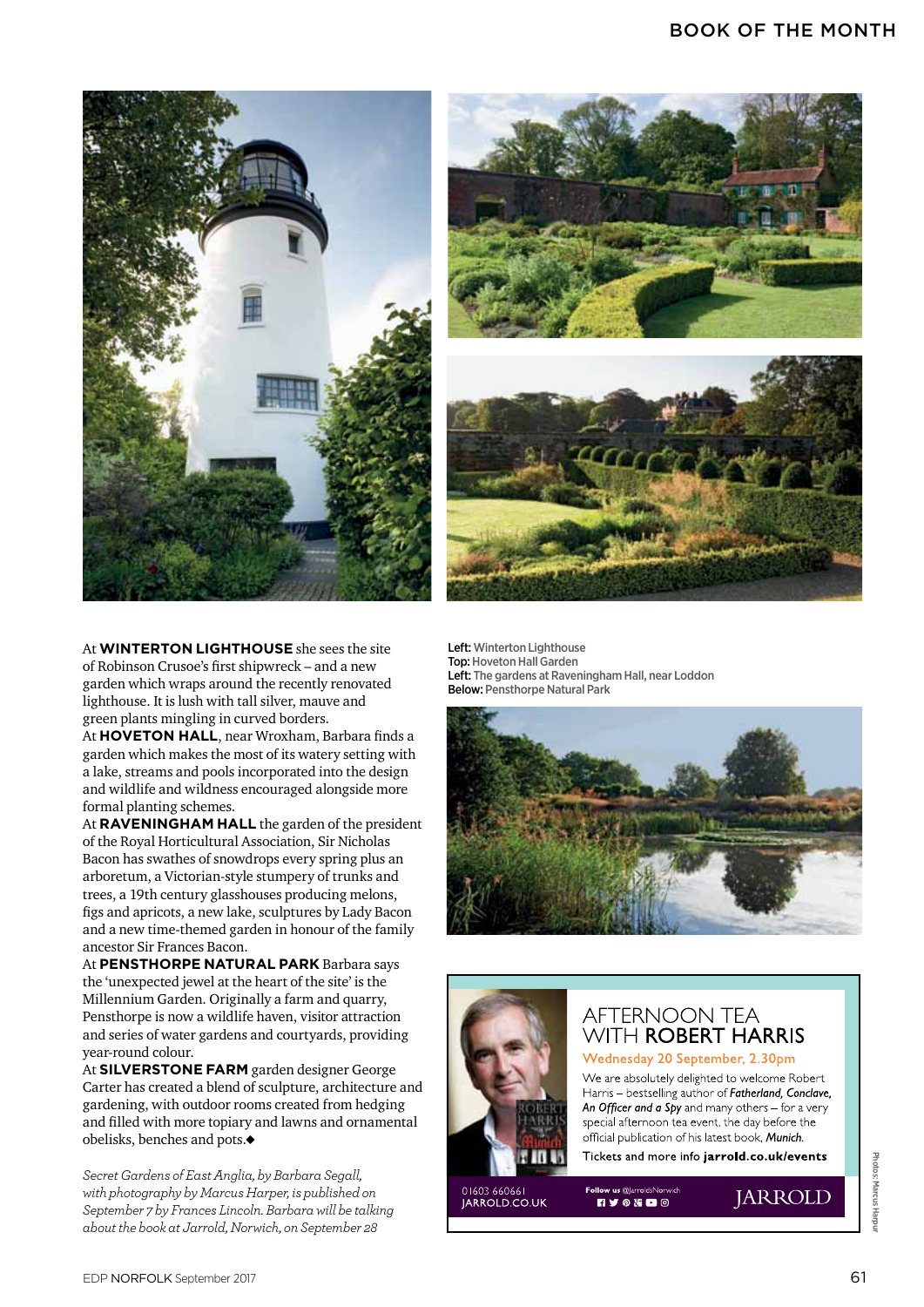At **WINTERTON LIGHTHOUSE** she sees the site of Robinson Crusoe's first shipwreck – and a new garden which wraps around the recently renovated lighthouse. It is lush with tall silver, mauve and green plants mingling in curved borders.

At **HOVETON HALL**, near Wroxham, Barbara finds a garden which makes the most of its watery setting with a lake, streams and pools incorporated into the design and wildlife and wildness encouraged alongside more formal planting schemes.

At **RAVENINGHAM HALL** the garden of the president of the Royal Horticultural Association, Sir Nicholas Bacon has swathes of snowdrops every spring plus an arboretum, a Victorian-style stumpery of trunks and trees, a 19th century glasshouses producing melons, figs and apricots, a new lake, sculptures by Lady Bacon and a new time-themed garden in honour of the family ancestor Sir Frances Bacon.

At **PENSTHORPE NATURAL PARK** Barbara says the 'unexpected jewel at the heart of the site' is the Millennium Garden. Originally a farm and quarry, Pensthorpe is now a wildlife haven, visitor attraction and series of water gardens and courtyards, providing year-round colour.

At **SILVERSTONE FARM** garden designer George Carter has created a blend of sculpture, architecture and gardening, with outdoor rooms created from hedging and filled with more topiary and lawns and ornamental obelisks, benches and pots.◆

*Secret Gardens of East Anglia, by Barbara Segall, with photography by Marcus Harper, is published on September 7 by Frances Lincoln. Barbara will be talking about the book at Jarrold, Norwich, on September 28*

**Left:** Winterton Lighthouse
**Top:** Hoveton Hall Garden
**Left:** The gardens at Raveningham Hall, near Loddon
**Below:** Pensthorpe Natural Park

## AFTERNOON TEA WITH ROBERT HARRIS

Wednesday 20 September, 2.30pm

We are absolutely delighted to welcome Robert Harris – bestselling author of ***Fatherland, Conclave, An Officer and a Spy*** and many others – for a very special afternoon tea event, the day before the official publication of his latest book, ***Munich***.

Tickets and more info **jarrold.co.uk/events**

01603 660661
JARROLD.CO.UK

Follow us @JarroldsNorwich

JARROLD

Photos: Marcus Harpur